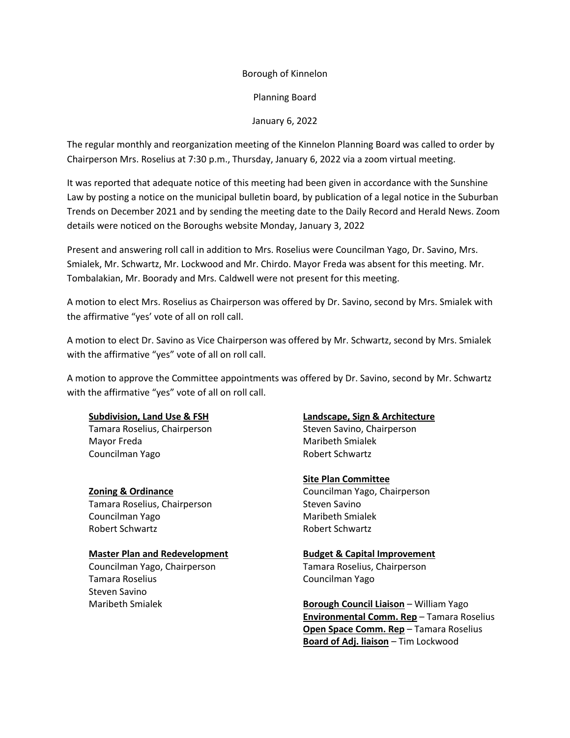Borough of Kinnelon

Planning Board

January 6, 2022

The regular monthly and reorganization meeting of the Kinnelon Planning Board was called to order by Chairperson Mrs. Roselius at 7:30 p.m., Thursday, January 6, 2022 via a zoom virtual meeting.

It was reported that adequate notice of this meeting had been given in accordance with the Sunshine Law by posting a notice on the municipal bulletin board, by publication of a legal notice in the Suburban Trends on December 2021 and by sending the meeting date to the Daily Record and Herald News. Zoom details were noticed on the Boroughs website Monday, January 3, 2022

Present and answering roll call in addition to Mrs. Roselius were Councilman Yago, Dr. Savino, Mrs. Smialek, Mr. Schwartz, Mr. Lockwood and Mr. Chirdo. Mayor Freda was absent for this meeting. Mr. Tombalakian, Mr. Boorady and Mrs. Caldwell were not present for this meeting.

A motion to elect Mrs. Roselius as Chairperson was offered by Dr. Savino, second by Mrs. Smialek with the affirmative "yes' vote of all on roll call.

A motion to elect Dr. Savino as Vice Chairperson was offered by Mr. Schwartz, second by Mrs. Smialek with the affirmative "yes" vote of all on roll call.

A motion to approve the Committee appointments was offered by Dr. Savino, second by Mr. Schwartz with the affirmative "yes" vote of all on roll call.

**Subdivision, Land Use & FSH**
Tamara Roselius, Chairperson
Mayor Freda
Councilman Yago

**Zoning & Ordinance**
Tamara Roselius, Chairperson
Councilman Yago
Robert Schwartz

**Master Plan and Redevelopment**
Councilman Yago, Chairperson
Tamara Roselius
Steven Savino
Maribeth Smialek

**Landscape, Sign & Architecture**
Steven Savino, Chairperson
Maribeth Smialek
Robert Schwartz

**Site Plan Committee**
Councilman Yago, Chairperson
Steven Savino
Maribeth Smialek
Robert Schwartz

**Budget & Capital Improvement**
Tamara Roselius, Chairperson
Councilman Yago

**Borough Council Liaison** – William Yago
**Environmental Comm. Rep** – Tamara Roselius
**Open Space Comm. Rep** – Tamara Roselius
**Board of Adj. liaison** – Tim Lockwood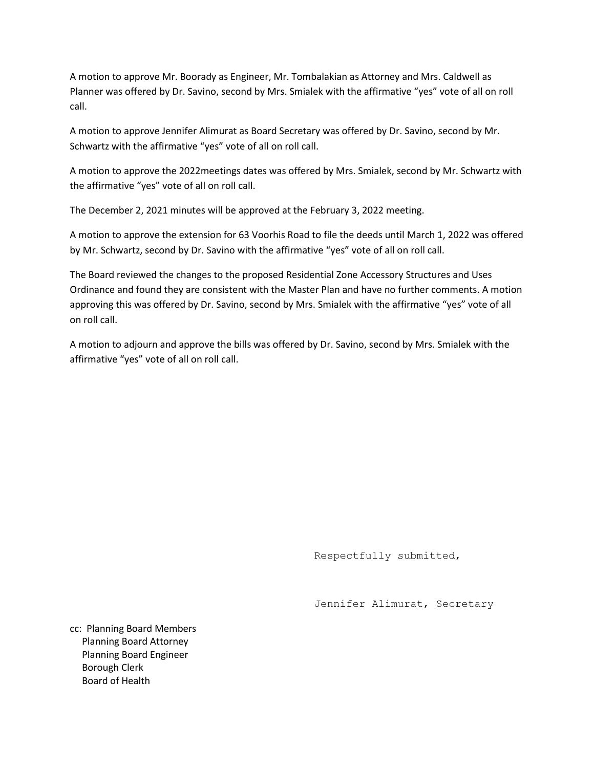A motion to approve Mr. Boorady as Engineer, Mr. Tombalakian as Attorney and Mrs. Caldwell as Planner was offered by Dr. Savino, second by Mrs. Smialek with the affirmative "yes" vote of all on roll call.

A motion to approve Jennifer Alimurat as Board Secretary was offered by Dr. Savino, second by Mr. Schwartz with the affirmative "yes" vote of all on roll call.

A motion to approve the 2022meetings dates was offered by Mrs. Smialek, second by Mr. Schwartz with the affirmative "yes" vote of all on roll call.

The December 2, 2021 minutes will be approved at the February 3, 2022 meeting.

A motion to approve the extension for 63 Voorhis Road to file the deeds until March 1, 2022 was offered by Mr. Schwartz, second by Dr. Savino with the affirmative "yes" vote of all on roll call.

The Board reviewed the changes to the proposed Residential Zone Accessory Structures and Uses Ordinance and found they are consistent with the Master Plan and have no further comments. A motion approving this was offered by Dr. Savino, second by Mrs. Smialek with the affirmative "yes" vote of all on roll call.

A motion to adjourn and approve the bills was offered by Dr. Savino, second by Mrs. Smialek with the affirmative "yes" vote of all on roll call.

Respectfully submitted,

Jennifer Alimurat, Secretary

cc: Planning Board Members
Planning Board Attorney
Planning Board Engineer
Borough Clerk
Board of Health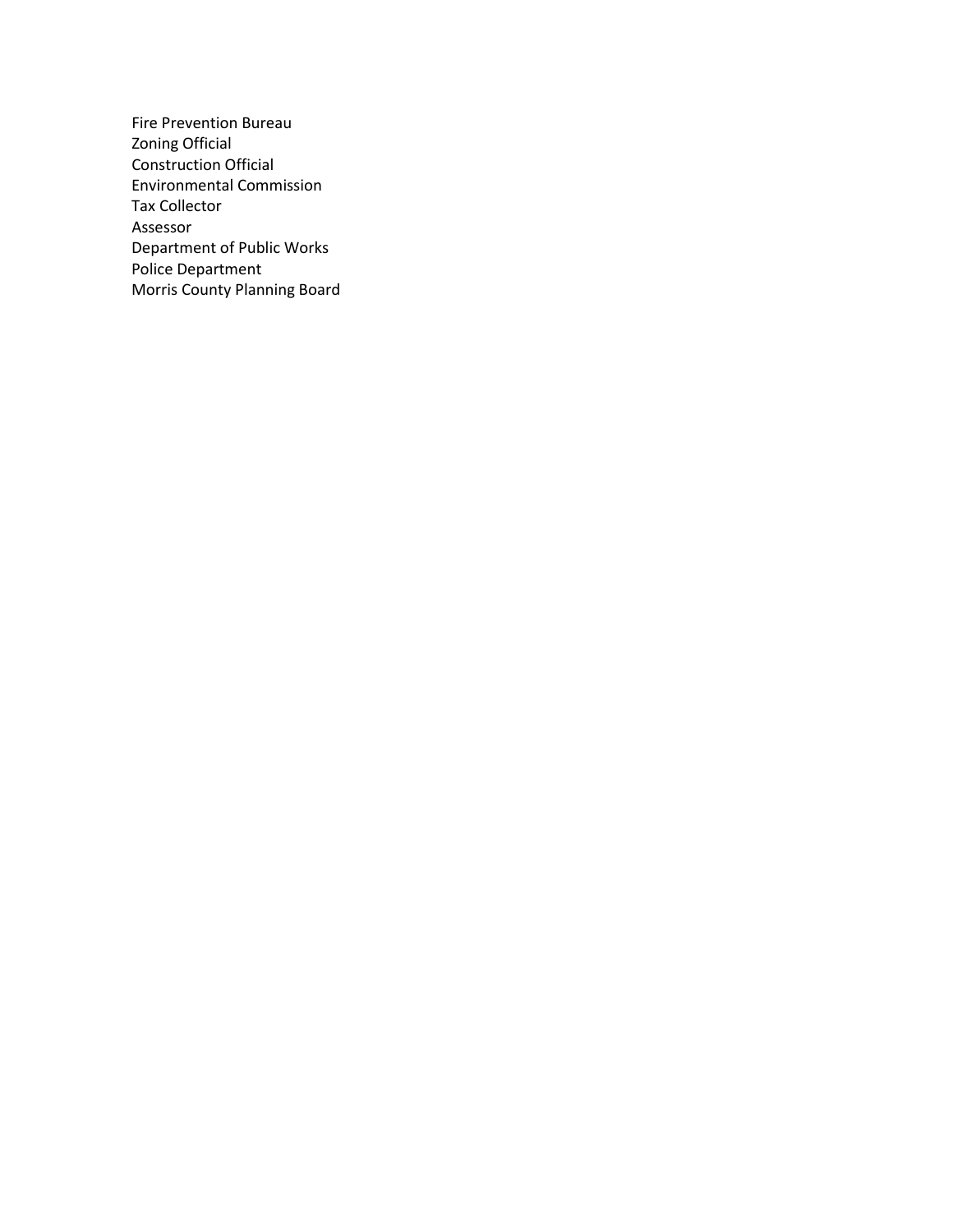Fire Prevention Bureau
Zoning Official
Construction Official
Environmental Commission
Tax Collector
Assessor
Department of Public Works
Police Department
Morris County Planning Board